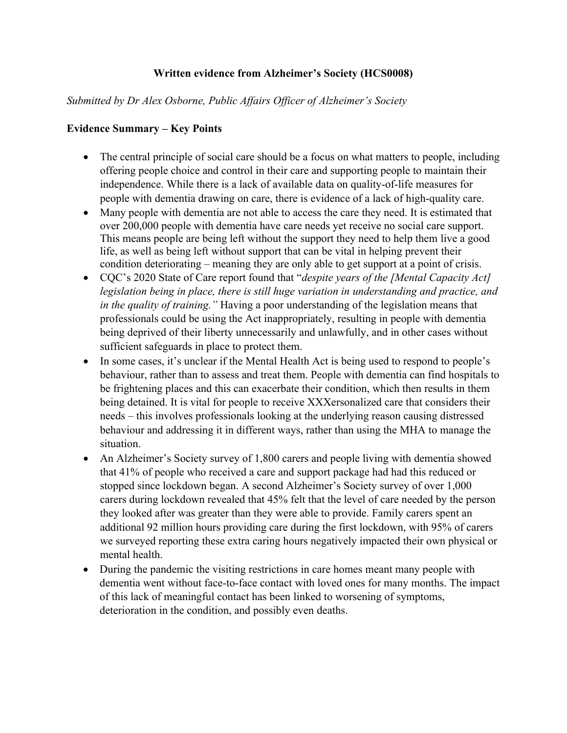**Written evidence from Alzheimer's Society (HCS0008)**

*Submitted by Dr Alex Osborne, Public Affairs Officer of Alzheimer's Society*

**Evidence Summary – Key Points**

- The central principle of social care should be a focus on what matters to people, including offering people choice and control in their care and supporting people to maintain their independence. While there is a lack of available data on quality-of-life measures for people with dementia drawing on care, there is evidence of a lack of high-quality care.
- Many people with dementia are not able to access the care they need. It is estimated that over 200,000 people with dementia have care needs yet receive no social care support. This means people are being left without the support they need to help them live a good life, as well as being left without support that can be vital in helping prevent their condition deteriorating – meaning they are only able to get support at a point of crisis.
- CQC's 2020 State of Care report found that "*despite years of the [Mental Capacity Act] legislation being in place, there is still huge variation in understanding and practice, and in the quality of training.*" Having a poor understanding of the legislation means that professionals could be using the Act inappropriately, resulting in people with dementia being deprived of their liberty unnecessarily and unlawfully, and in other cases without sufficient safeguards in place to protect them.
- In some cases, it's unclear if the Mental Health Act is being used to respond to people's behaviour, rather than to assess and treat them. People with dementia can find hospitals to be frightening places and this can exacerbate their condition, which then results in them being detained. It is vital for people to receive XXXersonalized care that considers their needs – this involves professionals looking at the underlying reason causing distressed behaviour and addressing it in different ways, rather than using the MHA to manage the situation.
- An Alzheimer's Society survey of 1,800 carers and people living with dementia showed that 41% of people who received a care and support package had had this reduced or stopped since lockdown began. A second Alzheimer's Society survey of over 1,000 carers during lockdown revealed that 45% felt that the level of care needed by the person they looked after was greater than they were able to provide. Family carers spent an additional 92 million hours providing care during the first lockdown, with 95% of carers we surveyed reporting these extra caring hours negatively impacted their own physical or mental health.
- During the pandemic the visiting restrictions in care homes meant many people with dementia went without face-to-face contact with loved ones for many months. The impact of this lack of meaningful contact has been linked to worsening of symptoms, deterioration in the condition, and possibly even deaths.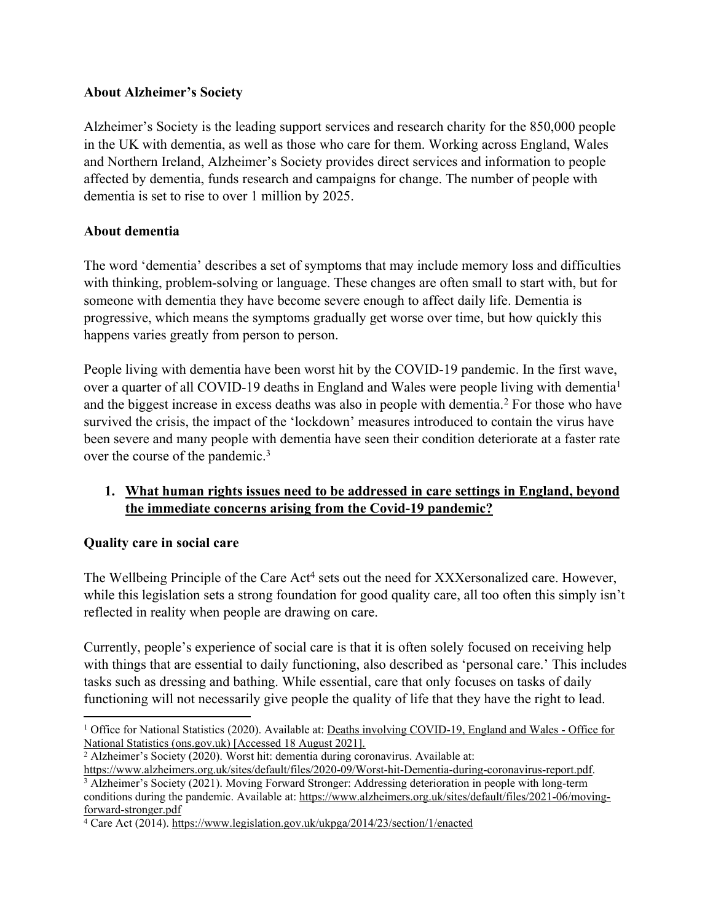**About Alzheimer's Society**

Alzheimer's Society is the leading support services and research charity for the 850,000 people in the UK with dementia, as well as those who care for them. Working across England, Wales and Northern Ireland, Alzheimer's Society provides direct services and information to people affected by dementia, funds research and campaigns for change. The number of people with dementia is set to rise to over 1 million by 2025.

**About dementia**

The word 'dementia' describes a set of symptoms that may include memory loss and difficulties with thinking, problem-solving or language. These changes are often small to start with, but for someone with dementia they have become severe enough to affect daily life. Dementia is progressive, which means the symptoms gradually get worse over time, but how quickly this happens varies greatly from person to person.

People living with dementia have been worst hit by the COVID-19 pandemic. In the first wave, over a quarter of all COVID-19 deaths in England and Wales were people living with dementia[1] and the biggest increase in excess deaths was also in people with dementia.[2] For those who have survived the crisis, the impact of the 'lockdown' measures introduced to contain the virus have been severe and many people with dementia have seen their condition deteriorate at a faster rate over the course of the pandemic.[3]

1. **What human rights issues need to be addressed in care settings in England, beyond the immediate concerns arising from the Covid-19 pandemic?**

**Quality care in social care**

The Wellbeing Principle of the Care Act[4] sets out the need for XXXersonalized care. However, while this legislation sets a strong foundation for good quality care, all too often this simply isn't reflected in reality when people are drawing on care.

Currently, people's experience of social care is that it is often solely focused on receiving help with things that are essential to daily functioning, also described as 'personal care.' This includes tasks such as dressing and bathing. While essential, care that only focuses on tasks of daily functioning will not necessarily give people the quality of life that they have the right to lead.

---

[1] Office for National Statistics (2020). Available at: Deaths involving COVID-19, England and Wales - Office for National Statistics (ons.gov.uk) [Accessed 18 August 2021].

[2] Alzheimer's Society (2020). Worst hit: dementia during coronavirus. Available at: https://www.alzheimers.org.uk/sites/default/files/2020-09/Worst-hit-Dementia-during-coronavirus-report.pdf.

[3] Alzheimer's Society (2021). Moving Forward Stronger: Addressing deterioration in people with long-term conditions during the pandemic. Available at: https://www.alzheimers.org.uk/sites/default/files/2021-06/moving-forward-stronger.pdf

[4] Care Act (2014). https://www.legislation.gov.uk/ukpga/2014/23/section/1/enacted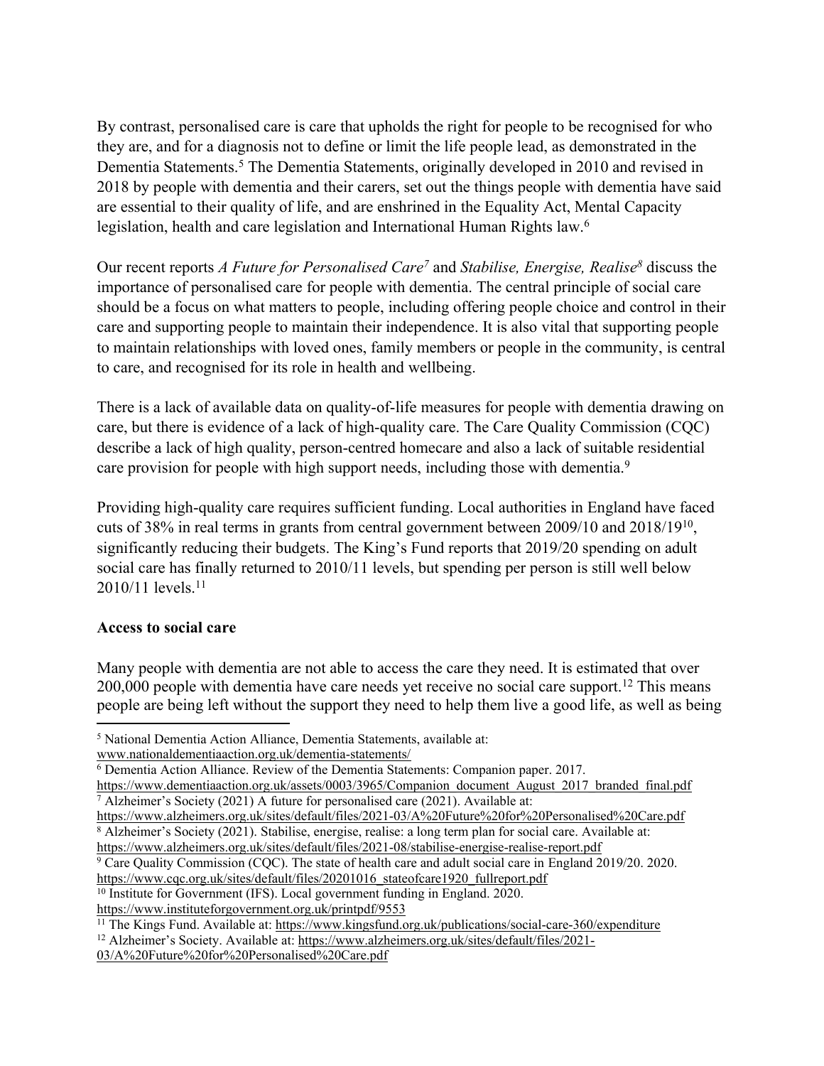By contrast, personalised care is care that upholds the right for people to be recognised for who they are, and for a diagnosis not to define or limit the life people lead, as demonstrated in the Dementia Statements.[5] The Dementia Statements, originally developed in 2010 and revised in 2018 by people with dementia and their carers, set out the things people with dementia have said are essential to their quality of life, and are enshrined in the Equality Act, Mental Capacity legislation, health and care legislation and International Human Rights law.[6]

Our recent reports *A Future for Personalised Care*[7] and *Stabilise, Energise, Realise*[8] discuss the importance of personalised care for people with dementia. The central principle of social care should be a focus on what matters to people, including offering people choice and control in their care and supporting people to maintain their independence. It is also vital that supporting people to maintain relationships with loved ones, family members or people in the community, is central to care, and recognised for its role in health and wellbeing.

There is a lack of available data on quality-of-life measures for people with dementia drawing on care, but there is evidence of a lack of high-quality care. The Care Quality Commission (CQC) describe a lack of high quality, person-centred homecare and also a lack of suitable residential care provision for people with high support needs, including those with dementia.[9]

Providing high-quality care requires sufficient funding. Local authorities in England have faced cuts of 38% in real terms in grants from central government between 2009/10 and 2018/19[10], significantly reducing their budgets. The King's Fund reports that 2019/20 spending on adult social care has finally returned to 2010/11 levels, but spending per person is still well below 2010/11 levels.[11]

**Access to social care**

Many people with dementia are not able to access the care they need. It is estimated that over 200,000 people with dementia have care needs yet receive no social care support.[12] This means people are being left without the support they need to help them live a good life, as well as being

---

[5] National Dementia Action Alliance, Dementia Statements, available at: www.nationaldementiaaction.org.uk/dementia-statements/

[6] Dementia Action Alliance. Review of the Dementia Statements: Companion paper. 2017. https://www.dementiaaction.org.uk/assets/0003/3965/Companion_document_August_2017_branded_final.pdf

[7] Alzheimer's Society (2021) A future for personalised care (2021). Available at: https://www.alzheimers.org.uk/sites/default/files/2021-03/A%20Future%20for%20Personalised%20Care.pdf

[8] Alzheimer's Society (2021). Stabilise, energise, realise: a long term plan for social care. Available at: https://www.alzheimers.org.uk/sites/default/files/2021-08/stabilise-energise-realise-report.pdf

[9] Care Quality Commission (CQC). The state of health care and adult social care in England 2019/20. 2020. https://www.cqc.org.uk/sites/default/files/20201016_stateofcare1920_fullreport.pdf

[10] Institute for Government (IFS). Local government funding in England. 2020. https://www.instituteforgovernment.org.uk/printpdf/9553

[11] The Kings Fund. Available at: https://www.kingsfund.org.uk/publications/social-care-360/expenditure

[12] Alzheimer's Society. Available at: https://www.alzheimers.org.uk/sites/default/files/2021-03/A%20Future%20for%20Personalised%20Care.pdf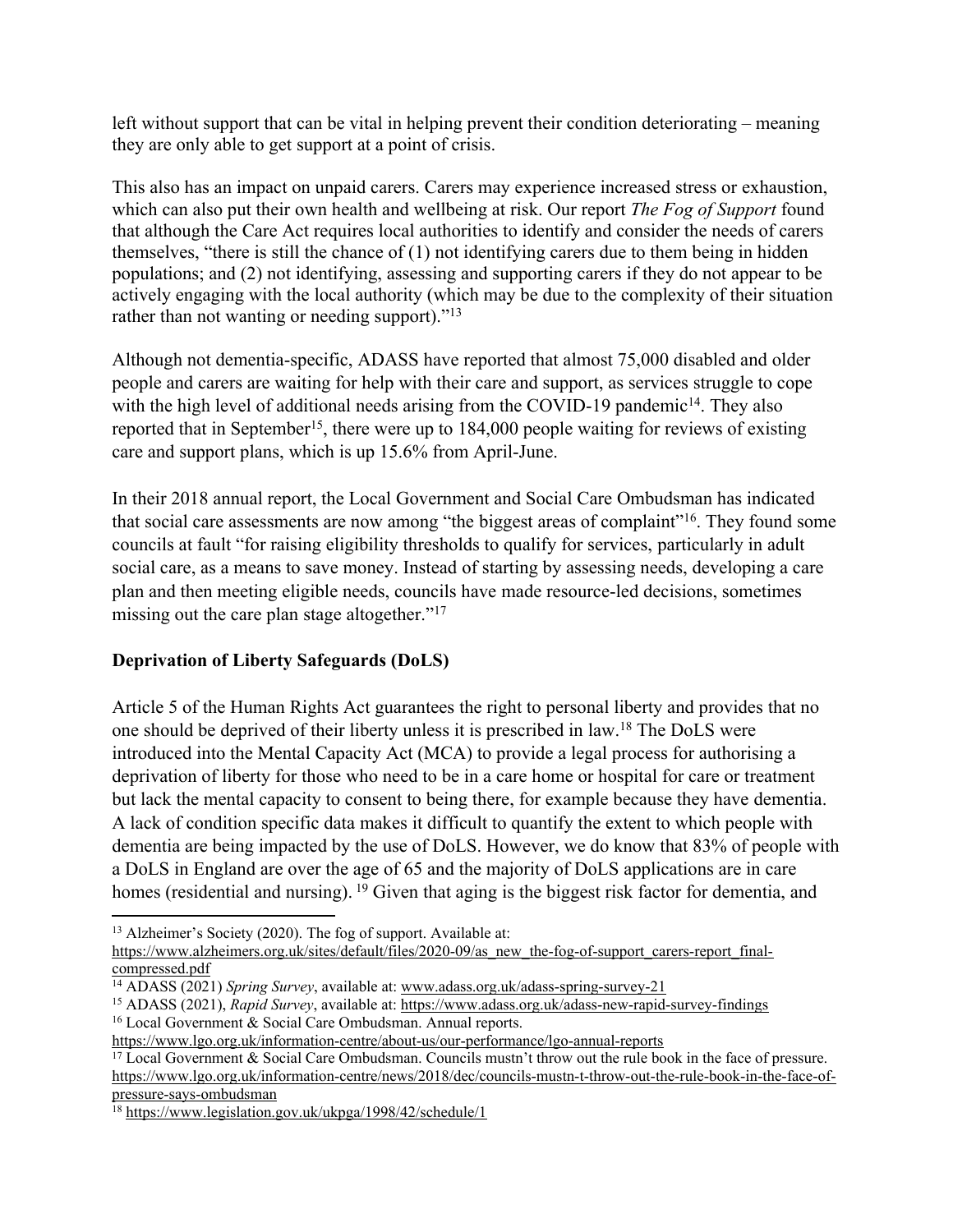left without support that can be vital in helping prevent their condition deteriorating – meaning they are only able to get support at a point of crisis.

This also has an impact on unpaid carers. Carers may experience increased stress or exhaustion, which can also put their own health and wellbeing at risk. Our report *The Fog of Support* found that although the Care Act requires local authorities to identify and consider the needs of carers themselves, "there is still the chance of (1) not identifying carers due to them being in hidden populations; and (2) not identifying, assessing and supporting carers if they do not appear to be actively engaging with the local authority (which may be due to the complexity of their situation rather than not wanting or needing support)."[13]

Although not dementia-specific, ADASS have reported that almost 75,000 disabled and older people and carers are waiting for help with their care and support, as services struggle to cope with the high level of additional needs arising from the COVID-19 pandemic[14]. They also reported that in September[15], there were up to 184,000 people waiting for reviews of existing care and support plans, which is up 15.6% from April-June.

In their 2018 annual report, the Local Government and Social Care Ombudsman has indicated that social care assessments are now among "the biggest areas of complaint"[16]. They found some councils at fault "for raising eligibility thresholds to qualify for services, particularly in adult social care, as a means to save money. Instead of starting by assessing needs, developing a care plan and then meeting eligible needs, councils have made resource-led decisions, sometimes missing out the care plan stage altogether."[17]

## Deprivation of Liberty Safeguards (DoLS)

Article 5 of the Human Rights Act guarantees the right to personal liberty and provides that no one should be deprived of their liberty unless it is prescribed in law.[18] The DoLS were introduced into the Mental Capacity Act (MCA) to provide a legal process for authorising a deprivation of liberty for those who need to be in a care home or hospital for care or treatment but lack the mental capacity to consent to being there, for example because they have dementia. A lack of condition specific data makes it difficult to quantify the extent to which people with dementia are being impacted by the use of DoLS. However, we do know that 83% of people with a DoLS in England are over the age of 65 and the majority of DoLS applications are in care homes (residential and nursing). [19] Given that aging is the biggest risk factor for dementia, and

---

[13] Alzheimer's Society (2020). The fog of support. Available at: https://www.alzheimers.org.uk/sites/default/files/2020-09/as_new_the-fog-of-support_carers-report_final-compressed.pdf

[14] ADASS (2021) *Spring Survey*, available at: www.adass.org.uk/adass-spring-survey-21

[15] ADASS (2021), *Rapid Survey*, available at: https://www.adass.org.uk/adass-new-rapid-survey-findings

[16] Local Government & Social Care Ombudsman. Annual reports. https://www.lgo.org.uk/information-centre/about-us/our-performance/lgo-annual-reports

[17] Local Government & Social Care Ombudsman. Councils mustn't throw out the rule book in the face of pressure. https://www.lgo.org.uk/information-centre/news/2018/dec/councils-mustn-t-throw-out-the-rule-book-in-the-face-of-pressure-says-ombudsman

[18] https://www.legislation.gov.uk/ukpga/1998/42/schedule/1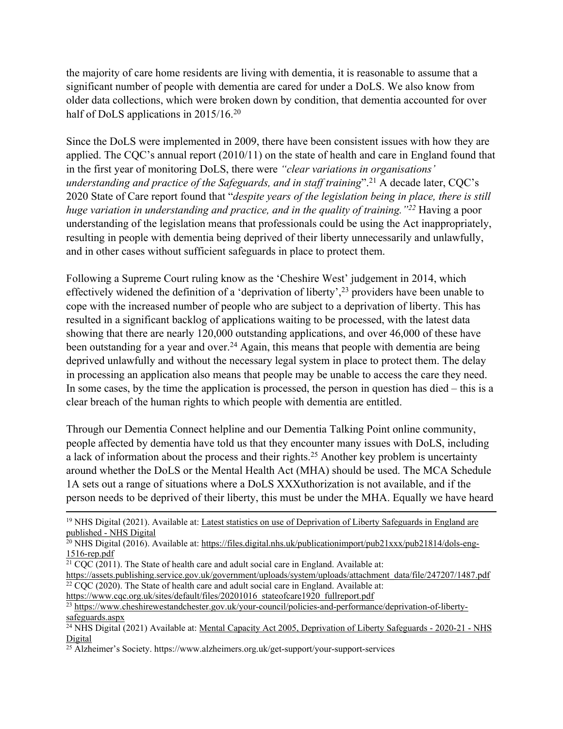the majority of care home residents are living with dementia, it is reasonable to assume that a significant number of people with dementia are cared for under a DoLS. We also know from older data collections, which were broken down by condition, that dementia accounted for over half of DoLS applications in 2015/16.[20]

Since the DoLS were implemented in 2009, there have been consistent issues with how they are applied. The CQC's annual report (2010/11) on the state of health and care in England found that in the first year of monitoring DoLS, there were *"clear variations in organisations' understanding and practice of the Safeguards, and in staff training*".[21] A decade later, CQC's 2020 State of Care report found that "*despite years of the legislation being in place, there is still huge variation in understanding and practice, and in the quality of training."[22]* Having a poor understanding of the legislation means that professionals could be using the Act inappropriately, resulting in people with dementia being deprived of their liberty unnecessarily and unlawfully, and in other cases without sufficient safeguards in place to protect them.

Following a Supreme Court ruling know as the 'Cheshire West' judgement in 2014, which effectively widened the definition of a 'deprivation of liberty',[23] providers have been unable to cope with the increased number of people who are subject to a deprivation of liberty. This has resulted in a significant backlog of applications waiting to be processed, with the latest data showing that there are nearly 120,000 outstanding applications, and over 46,000 of these have been outstanding for a year and over.[24] Again, this means that people with dementia are being deprived unlawfully and without the necessary legal system in place to protect them. The delay in processing an application also means that people may be unable to access the care they need. In some cases, by the time the application is processed, the person in question has died – this is a clear breach of the human rights to which people with dementia are entitled.

Through our Dementia Connect helpline and our Dementia Talking Point online community, people affected by dementia have told us that they encounter many issues with DoLS, including a lack of information about the process and their rights.[25] Another key problem is uncertainty around whether the DoLS or the Mental Health Act (MHA) should be used. The MCA Schedule 1A sets out a range of situations where a DoLS XXXuthorization is not available, and if the person needs to be deprived of their liberty, this must be under the MHA. Equally we have heard

---

[19] NHS Digital (2021). Available at: Latest statistics on use of Deprivation of Liberty Safeguards in England are published - NHS Digital

[20] NHS Digital (2016). Available at: https://files.digital.nhs.uk/publicationimport/pub21xxx/pub21814/dols-eng-1516-rep.pdf

[21] CQC (2011). The State of health care and adult social care in England. Available at: https://assets.publishing.service.gov.uk/government/uploads/system/uploads/attachment_data/file/247207/1487.pdf

[22] CQC (2020). The State of health care and adult social care in England. Available at: https://www.cqc.org.uk/sites/default/files/20201016_stateofcare1920_fullreport.pdf

[23] https://www.cheshirewestandchester.gov.uk/your-council/policies-and-performance/deprivation-of-liberty-safeguards.aspx

[24] NHS Digital (2021) Available at: Mental Capacity Act 2005, Deprivation of Liberty Safeguards - 2020-21 - NHS Digital

[25] Alzheimer's Society. https://www.alzheimers.org.uk/get-support/your-support-services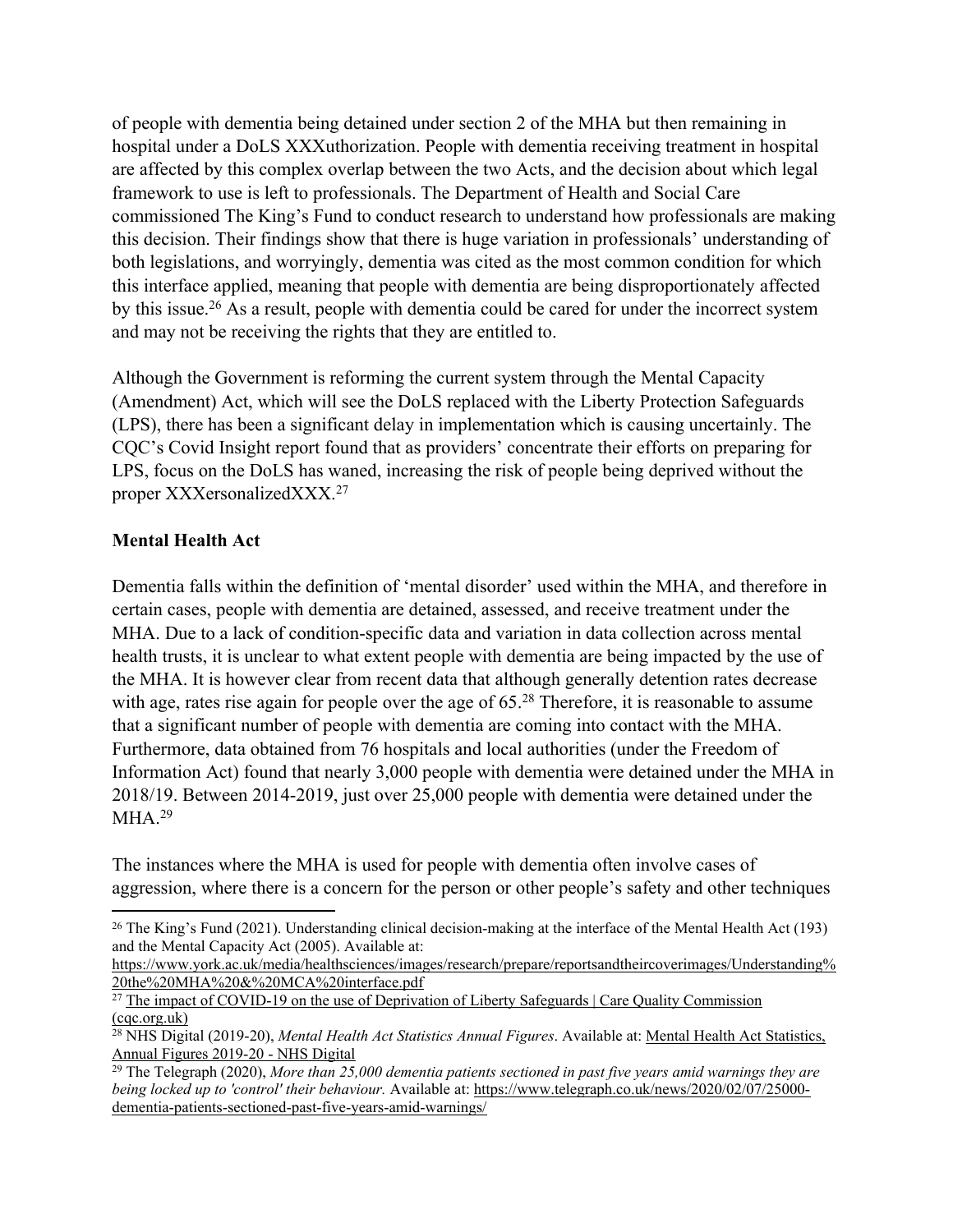of people with dementia being detained under section 2 of the MHA but then remaining in hospital under a DoLS XXXuthorization. People with dementia receiving treatment in hospital are affected by this complex overlap between the two Acts, and the decision about which legal framework to use is left to professionals. The Department of Health and Social Care commissioned The King's Fund to conduct research to understand how professionals are making this decision. Their findings show that there is huge variation in professionals' understanding of both legislations, and worryingly, dementia was cited as the most common condition for which this interface applied, meaning that people with dementia are being disproportionately affected by this issue.[26] As a result, people with dementia could be cared for under the incorrect system and may not be receiving the rights that they are entitled to.

Although the Government is reforming the current system through the Mental Capacity (Amendment) Act, which will see the DoLS replaced with the Liberty Protection Safeguards (LPS), there has been a significant delay in implementation which is causing uncertainly. The CQC's Covid Insight report found that as providers' concentrate their efforts on preparing for LPS, focus on the DoLS has waned, increasing the risk of people being deprived without the proper XXXersonalizedXXX.[27]

**Mental Health Act**

Dementia falls within the definition of 'mental disorder' used within the MHA, and therefore in certain cases, people with dementia are detained, assessed, and receive treatment under the MHA. Due to a lack of condition-specific data and variation in data collection across mental health trusts, it is unclear to what extent people with dementia are being impacted by the use of the MHA. It is however clear from recent data that although generally detention rates decrease with age, rates rise again for people over the age of 65.[28] Therefore, it is reasonable to assume that a significant number of people with dementia are coming into contact with the MHA. Furthermore, data obtained from 76 hospitals and local authorities (under the Freedom of Information Act) found that nearly 3,000 people with dementia were detained under the MHA in 2018/19. Between 2014-2019, just over 25,000 people with dementia were detained under the MHA.[29]

The instances where the MHA is used for people with dementia often involve cases of aggression, where there is a concern for the person or other people's safety and other techniques

---

[26] The King's Fund (2021). Understanding clinical decision-making at the interface of the Mental Health Act (193) and the Mental Capacity Act (2005). Available at: https://www.york.ac.uk/media/healthsciences/images/research/prepare/reportsandtheircoverimages/Understanding%20the%20MHA%20&%20MCA%20interface.pdf

[27] The impact of COVID-19 on the use of Deprivation of Liberty Safeguards | Care Quality Commission (cqc.org.uk)

[28] NHS Digital (2019-20), *Mental Health Act Statistics Annual Figures*. Available at: Mental Health Act Statistics, Annual Figures 2019-20 - NHS Digital

[29] The Telegraph (2020), *More than 25,000 dementia patients sectioned in past five years amid warnings they are being locked up to 'control' their behaviour.* Available at: https://www.telegraph.co.uk/news/2020/02/07/25000-dementia-patients-sectioned-past-five-years-amid-warnings/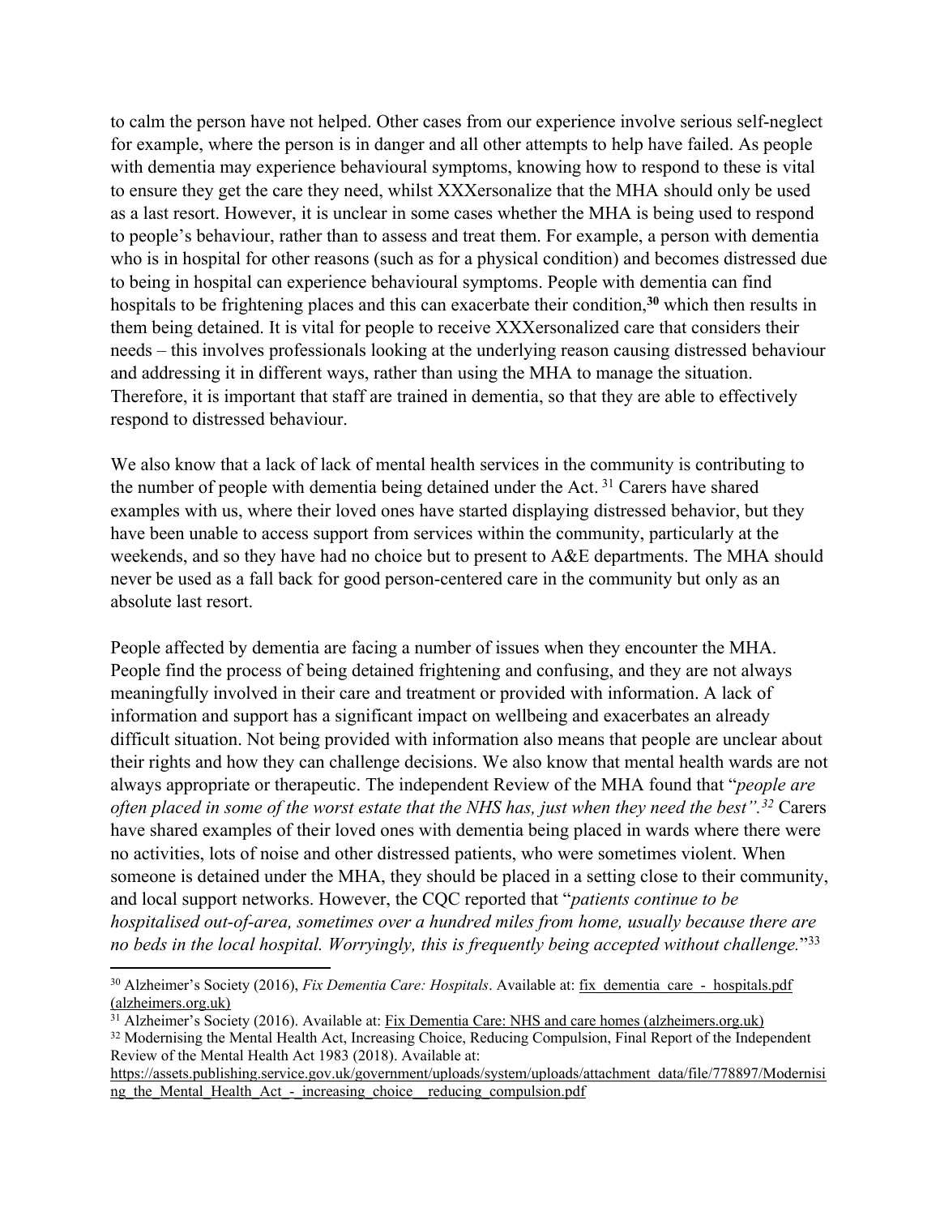to calm the person have not helped. Other cases from our experience involve serious self-neglect for example, where the person is in danger and all other attempts to help have failed. As people with dementia may experience behavioural symptoms, knowing how to respond to these is vital to ensure they get the care they need, whilst XXXersonalize that the MHA should only be used as a last resort. However, it is unclear in some cases whether the MHA is being used to respond to people's behaviour, rather than to assess and treat them. For example, a person with dementia who is in hospital for other reasons (such as for a physical condition) and becomes distressed due to being in hospital can experience behavioural symptoms. People with dementia can find hospitals to be frightening places and this can exacerbate their condition,[30] which then results in them being detained. It is vital for people to receive XXXersonalized care that considers their needs – this involves professionals looking at the underlying reason causing distressed behaviour and addressing it in different ways, rather than using the MHA to manage the situation. Therefore, it is important that staff are trained in dementia, so that they are able to effectively respond to distressed behaviour.

We also know that a lack of lack of mental health services in the community is contributing to the number of people with dementia being detained under the Act.[31] Carers have shared examples with us, where their loved ones have started displaying distressed behavior, but they have been unable to access support from services within the community, particularly at the weekends, and so they have had no choice but to present to A&E departments. The MHA should never be used as a fall back for good person-centered care in the community but only as an absolute last resort.

People affected by dementia are facing a number of issues when they encounter the MHA. People find the process of being detained frightening and confusing, and they are not always meaningfully involved in their care and treatment or provided with information. A lack of information and support has a significant impact on wellbeing and exacerbates an already difficult situation. Not being provided with information also means that people are unclear about their rights and how they can challenge decisions. We also know that mental health wards are not always appropriate or therapeutic. The independent Review of the MHA found that "*people are often placed in some of the worst estate that the NHS has, just when they need the best".*[32] Carers have shared examples of their loved ones with dementia being placed in wards where there were no activities, lots of noise and other distressed patients, who were sometimes violent. When someone is detained under the MHA, they should be placed in a setting close to their community, and local support networks. However, the CQC reported that "*patients continue to be hospitalised out-of-area, sometimes over a hundred miles from home, usually because there are no beds in the local hospital. Worryingly, this is frequently being accepted without challenge.*"[33]

---

[30] Alzheimer's Society (2016), *Fix Dementia Care: Hospitals*. Available at: fix_dementia_care_-_hospitals.pdf (alzheimers.org.uk)

[31] Alzheimer's Society (2016). Available at: Fix Dementia Care: NHS and care homes (alzheimers.org.uk)

[32] Modernising the Mental Health Act, Increasing Choice, Reducing Compulsion, Final Report of the Independent Review of the Mental Health Act 1983 (2018). Available at: https://assets.publishing.service.gov.uk/government/uploads/system/uploads/attachment_data/file/778897/Modernising_the_Mental_Health_Act_-_increasing_choice__reducing_compulsion.pdf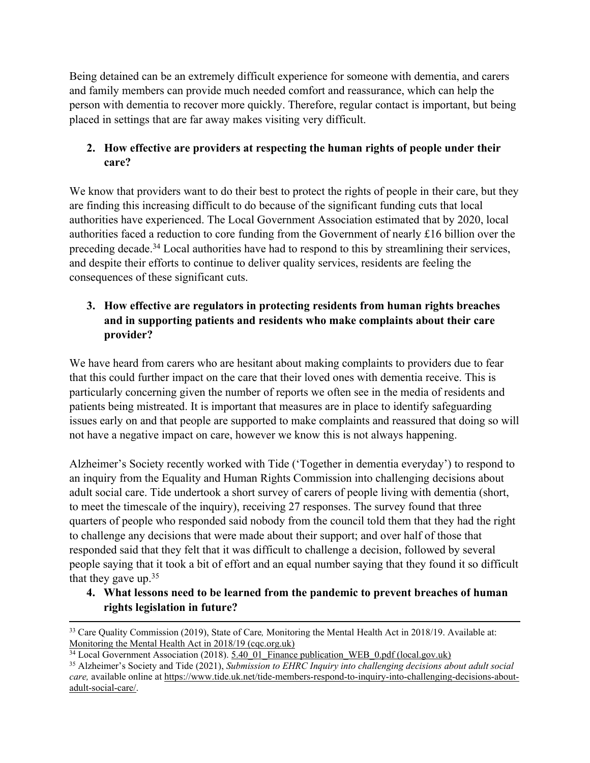Being detained can be an extremely difficult experience for someone with dementia, and carers and family members can provide much needed comfort and reassurance, which can help the person with dementia to recover more quickly. Therefore, regular contact is important, but being placed in settings that are far away makes visiting very difficult.

2. **How effective are providers at respecting the human rights of people under their care?**

We know that providers want to do their best to protect the rights of people in their care, but they are finding this increasing difficult to do because of the significant funding cuts that local authorities have experienced. The Local Government Association estimated that by 2020, local authorities faced a reduction to core funding from the Government of nearly £16 billion over the preceding decade.[34] Local authorities have had to respond to this by streamlining their services, and despite their efforts to continue to deliver quality services, residents are feeling the consequences of these significant cuts.

3. **How effective are regulators in protecting residents from human rights breaches and in supporting patients and residents who make complaints about their care provider?**

We have heard from carers who are hesitant about making complaints to providers due to fear that this could further impact on the care that their loved ones with dementia receive. This is particularly concerning given the number of reports we often see in the media of residents and patients being mistreated. It is important that measures are in place to identify safeguarding issues early on and that people are supported to make complaints and reassured that doing so will not have a negative impact on care, however we know this is not always happening.

Alzheimer's Society recently worked with Tide ('Together in dementia everyday') to respond to an inquiry from the Equality and Human Rights Commission into challenging decisions about adult social care. Tide undertook a short survey of carers of people living with dementia (short, to meet the timescale of the inquiry), receiving 27 responses. The survey found that three quarters of people who responded said nobody from the council told them that they had the right to challenge any decisions that were made about their support; and over half of those that responded said that they felt that it was difficult to challenge a decision, followed by several people saying that it took a bit of effort and an equal number saying that they found it so difficult that they gave up.[35]

4. **What lessons need to be learned from the pandemic to prevent breaches of human rights legislation in future?**

---

[33] Care Quality Commission (2019), State of Care*,* Monitoring the Mental Health Act in 2018/19. Available at: Monitoring the Mental Health Act in 2018/19 (cqc.org.uk)

[34] Local Government Association (2018). 5.40_01_Finance publication_WEB_0.pdf (local.gov.uk)

[35] Alzheimer's Society and Tide (2021), *Submission to EHRC Inquiry into challenging decisions about adult social care,* available online at https://www.tide.uk.net/tide-members-respond-to-inquiry-into-challenging-decisions-about-adult-social-care/.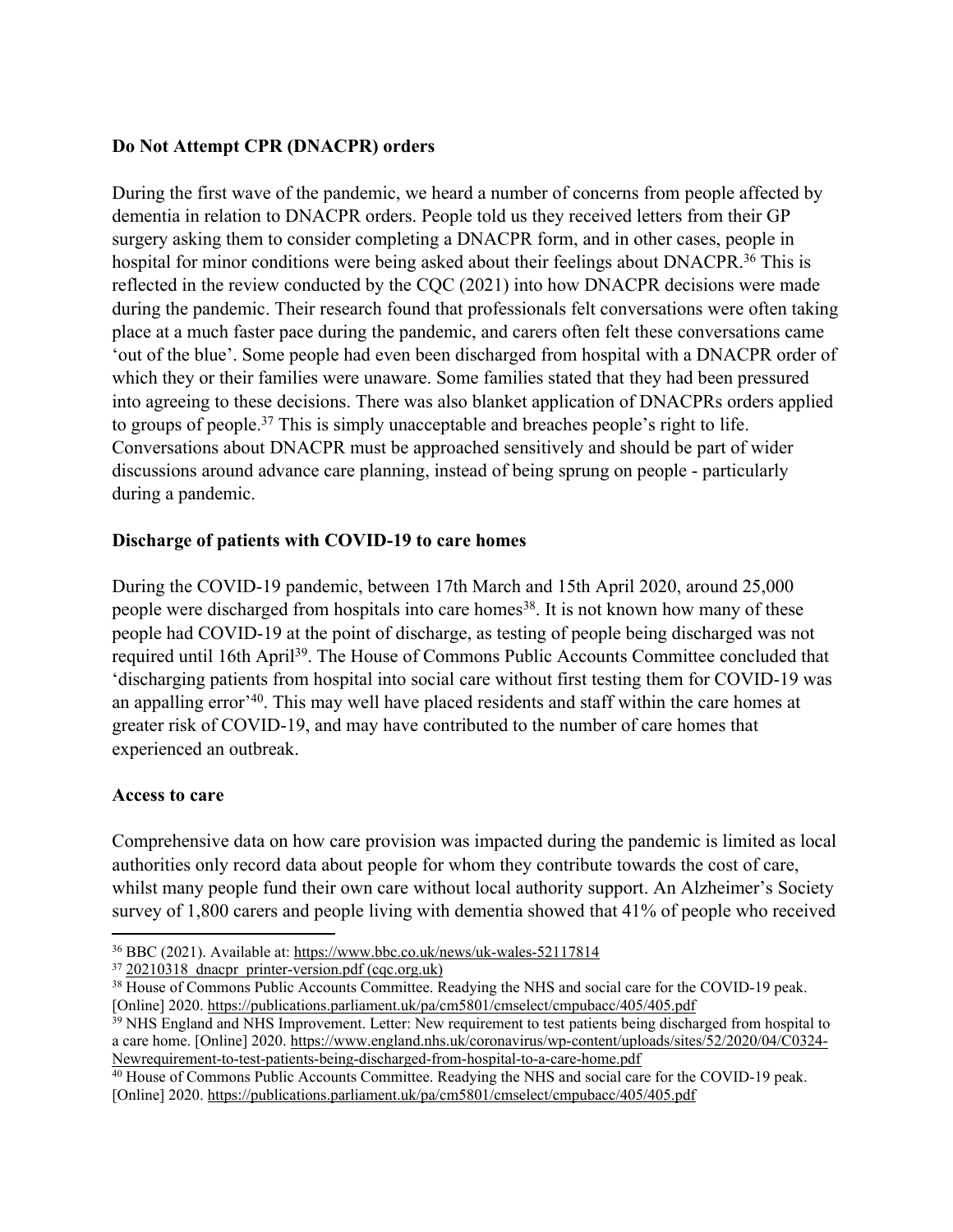**Do Not Attempt CPR (DNACPR) orders**

During the first wave of the pandemic, we heard a number of concerns from people affected by dementia in relation to DNACPR orders. People told us they received letters from their GP surgery asking them to consider completing a DNACPR form, and in other cases, people in hospital for minor conditions were being asked about their feelings about DNACPR.[36] This is reflected in the review conducted by the CQC (2021) into how DNACPR decisions were made during the pandemic. Their research found that professionals felt conversations were often taking place at a much faster pace during the pandemic, and carers often felt these conversations came 'out of the blue'. Some people had even been discharged from hospital with a DNACPR order of which they or their families were unaware. Some families stated that they had been pressured into agreeing to these decisions. There was also blanket application of DNACPRs orders applied to groups of people.[37] This is simply unacceptable and breaches people's right to life. Conversations about DNACPR must be approached sensitively and should be part of wider discussions around advance care planning, instead of being sprung on people - particularly during a pandemic.

**Discharge of patients with COVID-19 to care homes**

During the COVID-19 pandemic, between 17th March and 15th April 2020, around 25,000 people were discharged from hospitals into care homes[38]. It is not known how many of these people had COVID-19 at the point of discharge, as testing of people being discharged was not required until 16th April[39]. The House of Commons Public Accounts Committee concluded that 'discharging patients from hospital into social care without first testing them for COVID-19 was an appalling error'[40]. This may well have placed residents and staff within the care homes at greater risk of COVID-19, and may have contributed to the number of care homes that experienced an outbreak.

**Access to care**

Comprehensive data on how care provision was impacted during the pandemic is limited as local authorities only record data about people for whom they contribute towards the cost of care, whilst many people fund their own care without local authority support. An Alzheimer's Society survey of 1,800 carers and people living with dementia showed that 41% of people who received

---

[36] BBC (2021). Available at: https://www.bbc.co.uk/news/uk-wales-52117814

[37] 20210318_dnacpr_printer-version.pdf (cqc.org.uk)

[38] House of Commons Public Accounts Committee. Readying the NHS and social care for the COVID-19 peak. [Online] 2020. https://publications.parliament.uk/pa/cm5801/cmselect/cmpubacc/405/405.pdf

[39] NHS England and NHS Improvement. Letter: New requirement to test patients being discharged from hospital to a care home. [Online] 2020. https://www.england.nhs.uk/coronavirus/wp-content/uploads/sites/52/2020/04/C0324-Newrequirement-to-test-patients-being-discharged-from-hospital-to-a-care-home.pdf

[40] House of Commons Public Accounts Committee. Readying the NHS and social care for the COVID-19 peak. [Online] 2020. https://publications.parliament.uk/pa/cm5801/cmselect/cmpubacc/405/405.pdf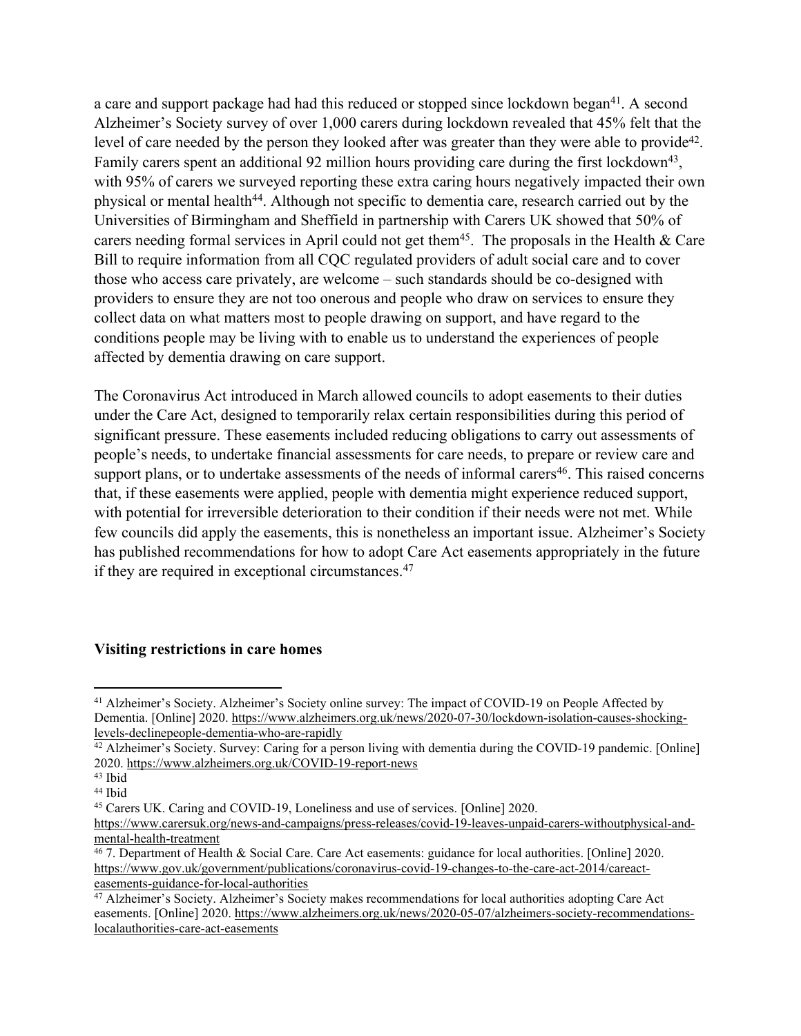a care and support package had had this reduced or stopped since lockdown began[41]. A second Alzheimer's Society survey of over 1,000 carers during lockdown revealed that 45% felt that the level of care needed by the person they looked after was greater than they were able to provide[42]. Family carers spent an additional 92 million hours providing care during the first lockdown[43], with 95% of carers we surveyed reporting these extra caring hours negatively impacted their own physical or mental health[44]. Although not specific to dementia care, research carried out by the Universities of Birmingham and Sheffield in partnership with Carers UK showed that 50% of carers needing formal services in April could not get them[45]. The proposals in the Health & Care Bill to require information from all CQC regulated providers of adult social care and to cover those who access care privately, are welcome – such standards should be co-designed with providers to ensure they are not too onerous and people who draw on services to ensure they collect data on what matters most to people drawing on support, and have regard to the conditions people may be living with to enable us to understand the experiences of people affected by dementia drawing on care support.

The Coronavirus Act introduced in March allowed councils to adopt easements to their duties under the Care Act, designed to temporarily relax certain responsibilities during this period of significant pressure. These easements included reducing obligations to carry out assessments of people's needs, to undertake financial assessments for care needs, to prepare or review care and support plans, or to undertake assessments of the needs of informal carers[46]. This raised concerns that, if these easements were applied, people with dementia might experience reduced support, with potential for irreversible deterioration to their condition if their needs were not met. While few councils did apply the easements, this is nonetheless an important issue. Alzheimer's Society has published recommendations for how to adopt Care Act easements appropriately in the future if they are required in exceptional circumstances.[47]

**Visiting restrictions in care homes**

---

[41] Alzheimer's Society. Alzheimer's Society online survey: The impact of COVID-19 on People Affected by Dementia. [Online] 2020. https://www.alzheimers.org.uk/news/2020-07-30/lockdown-isolation-causes-shocking-levels-declinepeople-dementia-who-are-rapidly

[42] Alzheimer's Society. Survey: Caring for a person living with dementia during the COVID-19 pandemic. [Online] 2020. https://www.alzheimers.org.uk/COVID-19-report-news

[43] Ibid

[44] Ibid

[45] Carers UK. Caring and COVID-19, Loneliness and use of services. [Online] 2020. https://www.carersuk.org/news-and-campaigns/press-releases/covid-19-leaves-unpaid-carers-withoutphysical-and-mental-health-treatment

[46] 7. Department of Health & Social Care. Care Act easements: guidance for local authorities. [Online] 2020. https://www.gov.uk/government/publications/coronavirus-covid-19-changes-to-the-care-act-2014/careact-easements-guidance-for-local-authorities

[47] Alzheimer's Society. Alzheimer's Society makes recommendations for local authorities adopting Care Act easements. [Online] 2020. https://www.alzheimers.org.uk/news/2020-05-07/alzheimers-society-recommendations-localauthorities-care-act-easements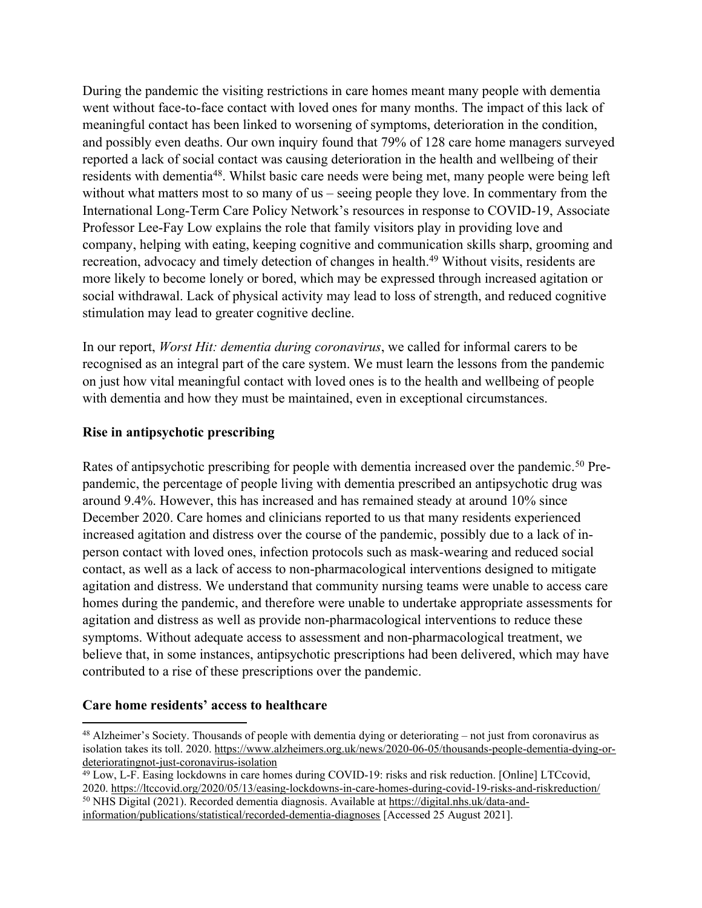During the pandemic the visiting restrictions in care homes meant many people with dementia went without face-to-face contact with loved ones for many months. The impact of this lack of meaningful contact has been linked to worsening of symptoms, deterioration in the condition, and possibly even deaths. Our own inquiry found that 79% of 128 care home managers surveyed reported a lack of social contact was causing deterioration in the health and wellbeing of their residents with dementia[48]. Whilst basic care needs were being met, many people were being left without what matters most to so many of us – seeing people they love. In commentary from the International Long-Term Care Policy Network's resources in response to COVID-19, Associate Professor Lee-Fay Low explains the role that family visitors play in providing love and company, helping with eating, keeping cognitive and communication skills sharp, grooming and recreation, advocacy and timely detection of changes in health.[49] Without visits, residents are more likely to become lonely or bored, which may be expressed through increased agitation or social withdrawal. Lack of physical activity may lead to loss of strength, and reduced cognitive stimulation may lead to greater cognitive decline.

In our report, *Worst Hit: dementia during coronavirus*, we called for informal carers to be recognised as an integral part of the care system. We must learn the lessons from the pandemic on just how vital meaningful contact with loved ones is to the health and wellbeing of people with dementia and how they must be maintained, even in exceptional circumstances.

**Rise in antipsychotic prescribing**

Rates of antipsychotic prescribing for people with dementia increased over the pandemic.[50] Pre-pandemic, the percentage of people living with dementia prescribed an antipsychotic drug was around 9.4%. However, this has increased and has remained steady at around 10% since December 2020. Care homes and clinicians reported to us that many residents experienced increased agitation and distress over the course of the pandemic, possibly due to a lack of in-person contact with loved ones, infection protocols such as mask-wearing and reduced social contact, as well as a lack of access to non-pharmacological interventions designed to mitigate agitation and distress. We understand that community nursing teams were unable to access care homes during the pandemic, and therefore were unable to undertake appropriate assessments for agitation and distress as well as provide non-pharmacological interventions to reduce these symptoms. Without adequate access to assessment and non-pharmacological treatment, we believe that, in some instances, antipsychotic prescriptions had been delivered, which may have contributed to a rise of these prescriptions over the pandemic.

**Care home residents' access to healthcare**

[48] Alzheimer's Society. Thousands of people with dementia dying or deteriorating – not just from coronavirus as isolation takes its toll. 2020. https://www.alzheimers.org.uk/news/2020-06-05/thousands-people-dementia-dying-or-deterioratingnot-just-coronavirus-isolation

[49] Low, L-F. Easing lockdowns in care homes during COVID-19: risks and risk reduction. [Online] LTCcovid, 2020. https://ltccovid.org/2020/05/13/easing-lockdowns-in-care-homes-during-covid-19-risks-and-riskreduction/

[50] NHS Digital (2021). Recorded dementia diagnosis. Available at https://digital.nhs.uk/data-and-information/publications/statistical/recorded-dementia-diagnoses [Accessed 25 August 2021].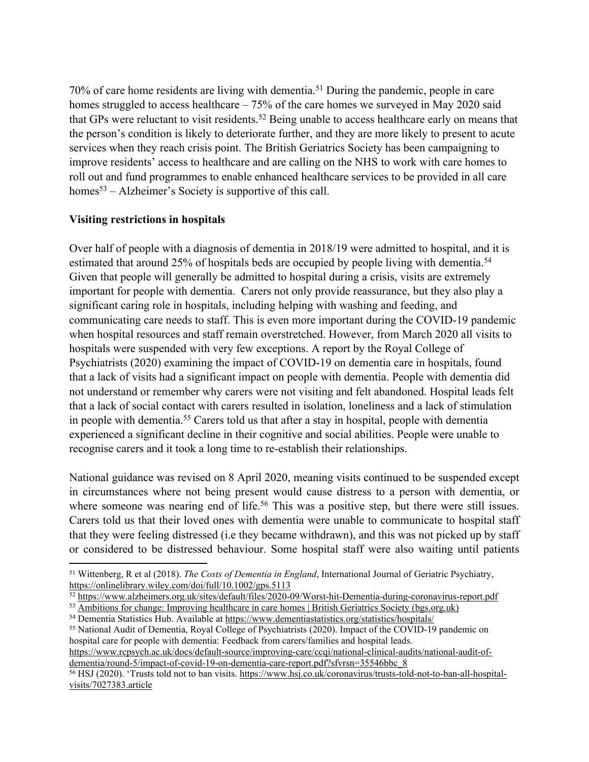70% of care home residents are living with dementia.[51] During the pandemic, people in care homes struggled to access healthcare – 75% of the care homes we surveyed in May 2020 said that GPs were reluctant to visit residents.[52] Being unable to access healthcare early on means that the person's condition is likely to deteriorate further, and they are more likely to present to acute services when they reach crisis point. The British Geriatrics Society has been campaigning to improve residents' access to healthcare and are calling on the NHS to work with care homes to roll out and fund programmes to enable enhanced healthcare services to be provided in all care homes[53] – Alzheimer's Society is supportive of this call.

**Visiting restrictions in hospitals**

Over half of people with a diagnosis of dementia in 2018/19 were admitted to hospital, and it is estimated that around 25% of hospitals beds are occupied by people living with dementia.[54] Given that people will generally be admitted to hospital during a crisis, visits are extremely important for people with dementia. Carers not only provide reassurance, but they also play a significant caring role in hospitals, including helping with washing and feeding, and communicating care needs to staff. This is even more important during the COVID-19 pandemic when hospital resources and staff remain overstretched. However, from March 2020 all visits to hospitals were suspended with very few exceptions. A report by the Royal College of Psychiatrists (2020) examining the impact of COVID-19 on dementia care in hospitals, found that a lack of visits had a significant impact on people with dementia. People with dementia did not understand or remember why carers were not visiting and felt abandoned. Hospital leads felt that a lack of social contact with carers resulted in isolation, loneliness and a lack of stimulation in people with dementia.[55] Carers told us that after a stay in hospital, people with dementia experienced a significant decline in their cognitive and social abilities. People were unable to recognise carers and it took a long time to re-establish their relationships.

National guidance was revised on 8 April 2020, meaning visits continued to be suspended except in circumstances where not being present would cause distress to a person with dementia, or where someone was nearing end of life.[56] This was a positive step, but there were still issues. Carers told us that their loved ones with dementia were unable to communicate to hospital staff that they were feeling distressed (i.e they became withdrawn), and this was not picked up by staff or considered to be distressed behaviour. Some hospital staff were also waiting until patients

---

[51] Wittenberg, R et al (2018). *The Costs of Dementia in England*, International Journal of Geriatric Psychiatry, https://onlinelibrary.wiley.com/doi/full/10.1002/gps.5113

[52] https://www.alzheimers.org.uk/sites/default/files/2020-09/Worst-hit-Dementia-during-coronavirus-report.pdf

[53] Ambitions for change: Improving healthcare in care homes | British Geriatrics Society (bgs.org.uk)

[54] Dementia Statistics Hub. Available at https://www.dementiastatistics.org/statistics/hospitals/

[55] National Audit of Dementia, Royal College of Psychiatrists (2020). Impact of the COVID-19 pandemic on hospital care for people with dementia: Feedback from carers/families and hospital leads. https://www.rcpsych.ac.uk/docs/default-source/improving-care/ccqi/national-clinical-audits/national-audit-of-dementia/round-5/impact-of-covid-19-on-dementia-care-report.pdf?sfvrsn=35546bbc_8

[56] HSJ (2020). 'Trusts told not to ban visits. https://www.hsj.co.uk/coronavirus/trusts-told-not-to-ban-all-hospital-visits/7027383.article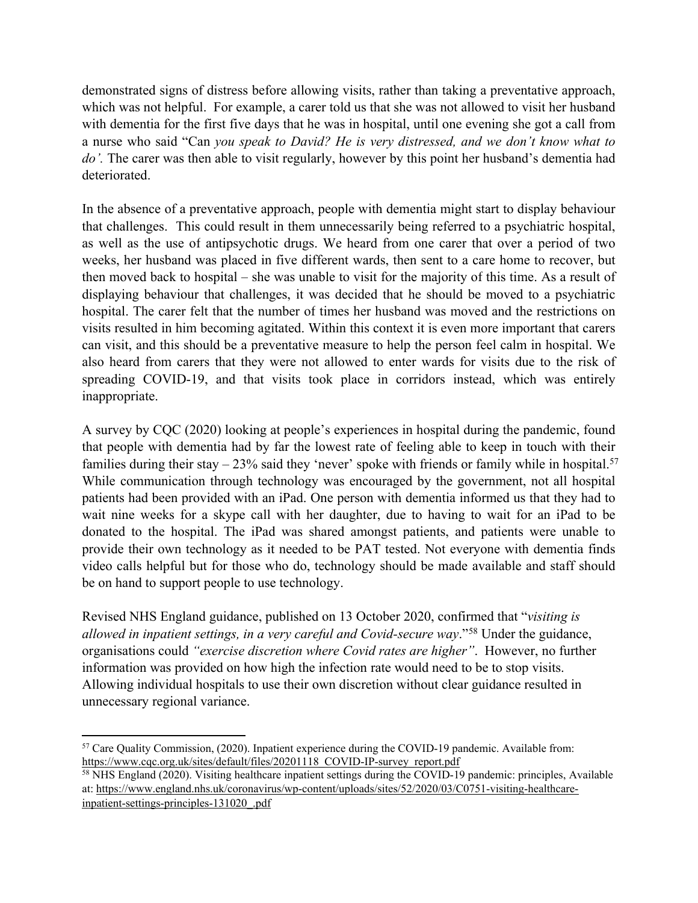demonstrated signs of distress before allowing visits, rather than taking a preventative approach, which was not helpful. For example, a carer told us that she was not allowed to visit her husband with dementia for the first five days that he was in hospital, until one evening she got a call from a nurse who said "Can *you speak to David? He is very distressed, and we don't know what to do'.* The carer was then able to visit regularly, however by this point her husband's dementia had deteriorated.

In the absence of a preventative approach, people with dementia might start to display behaviour that challenges. This could result in them unnecessarily being referred to a psychiatric hospital, as well as the use of antipsychotic drugs. We heard from one carer that over a period of two weeks, her husband was placed in five different wards, then sent to a care home to recover, but then moved back to hospital – she was unable to visit for the majority of this time. As a result of displaying behaviour that challenges, it was decided that he should be moved to a psychiatric hospital. The carer felt that the number of times her husband was moved and the restrictions on visits resulted in him becoming agitated. Within this context it is even more important that carers can visit, and this should be a preventative measure to help the person feel calm in hospital. We also heard from carers that they were not allowed to enter wards for visits due to the risk of spreading COVID-19, and that visits took place in corridors instead, which was entirely inappropriate.

A survey by CQC (2020) looking at people's experiences in hospital during the pandemic, found that people with dementia had by far the lowest rate of feeling able to keep in touch with their families during their stay – 23% said they 'never' spoke with friends or family while in hospital.[57] While communication through technology was encouraged by the government, not all hospital patients had been provided with an iPad. One person with dementia informed us that they had to wait nine weeks for a skype call with her daughter, due to having to wait for an iPad to be donated to the hospital. The iPad was shared amongst patients, and patients were unable to provide their own technology as it needed to be PAT tested. Not everyone with dementia finds video calls helpful but for those who do, technology should be made available and staff should be on hand to support people to use technology.

Revised NHS England guidance, published on 13 October 2020, confirmed that "*visiting is allowed in inpatient settings, in a very careful and Covid-secure way*."[58] Under the guidance, organisations could *"exercise discretion where Covid rates are higher"*. However, no further information was provided on how high the infection rate would need to be to stop visits. Allowing individual hospitals to use their own discretion without clear guidance resulted in unnecessary regional variance.

---

[57] Care Quality Commission, (2020). Inpatient experience during the COVID-19 pandemic. Available from: https://www.cqc.org.uk/sites/default/files/20201118_COVID-IP-survey_report.pdf

[58] NHS England (2020). Visiting healthcare inpatient settings during the COVID-19 pandemic: principles, Available at: https://www.england.nhs.uk/coronavirus/wp-content/uploads/sites/52/2020/03/C0751-visiting-healthcare-inpatient-settings-principles-131020_.pdf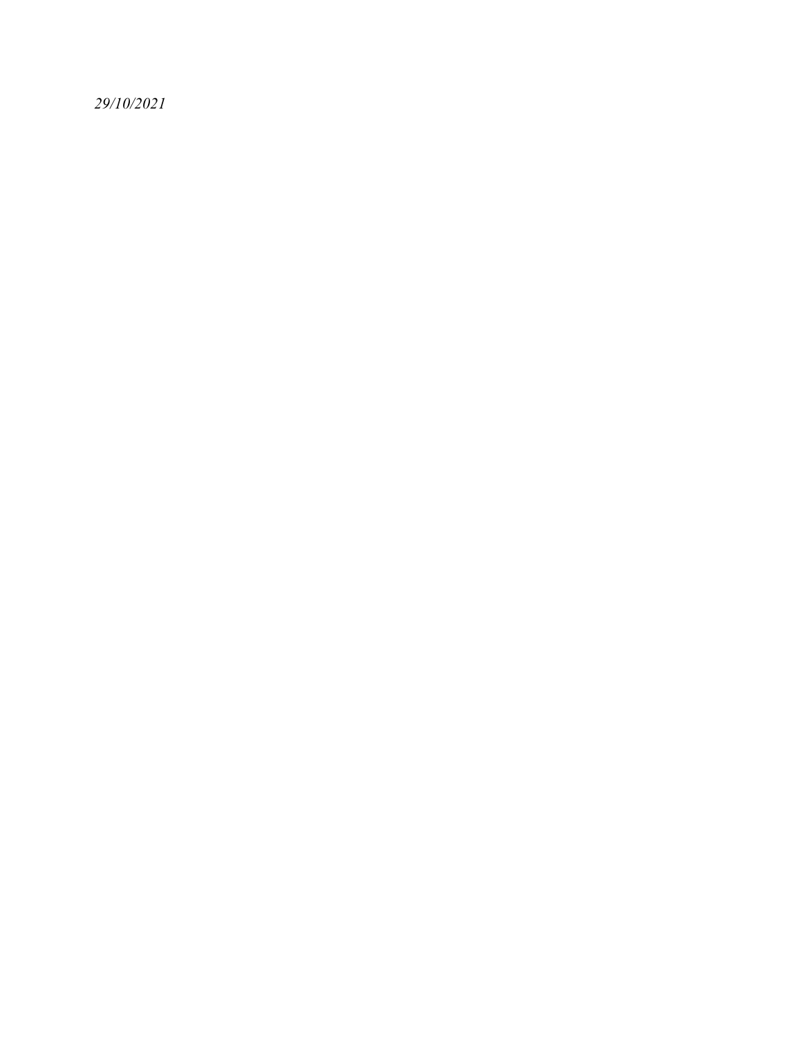*29/10/2021*